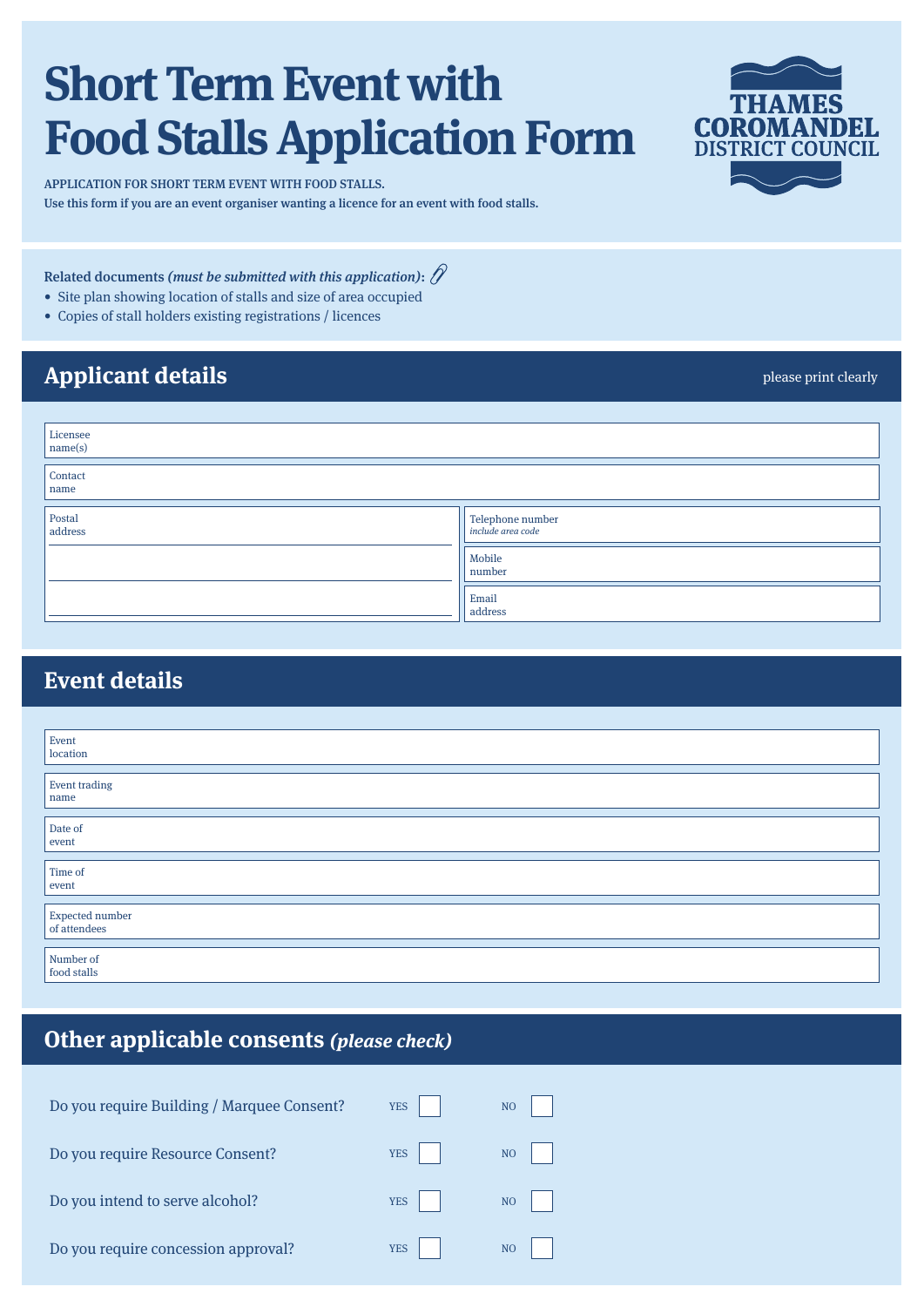# Short Term Event with Food Stalls Application Form

THAMES COROMANDEL DISTRICT COUNCIL

APPLICATION FOR SHORT TERM EVENT WITH FOOD STALLS.
Use this form if you are an event organiser wanting a licence for an event with food stalls.

**Related documents *(must be submitted with this application)*:**

- Site plan showing location of stalls and size of area occupied
- Copies of stall holders existing registrations / licences

## Applicant details

please print clearly

| | |
|---|---|
| Licensee name(s) | |
| Contact name | |
| Postal address | |
| Telephone number *include area code* | |
| Mobile number | |
| Email address | |

## Event details

| | |
|---|---|
| Event location | |
| Event trading name | |
| Date of event | |
| Time of event | |
| Expected number of attendees | |
| Number of food stalls | |

## Other applicable consents *(please check)*

| | | |
|---|---|---|
| Do you require Building / Marquee Consent? | YES ☐ | NO ☐ |
| Do you require Resource Consent? | YES ☐ | NO ☐ |
| Do you intend to serve alcohol? | YES ☐ | NO ☐ |
| Do you require concession approval? | YES ☐ | NO ☐ |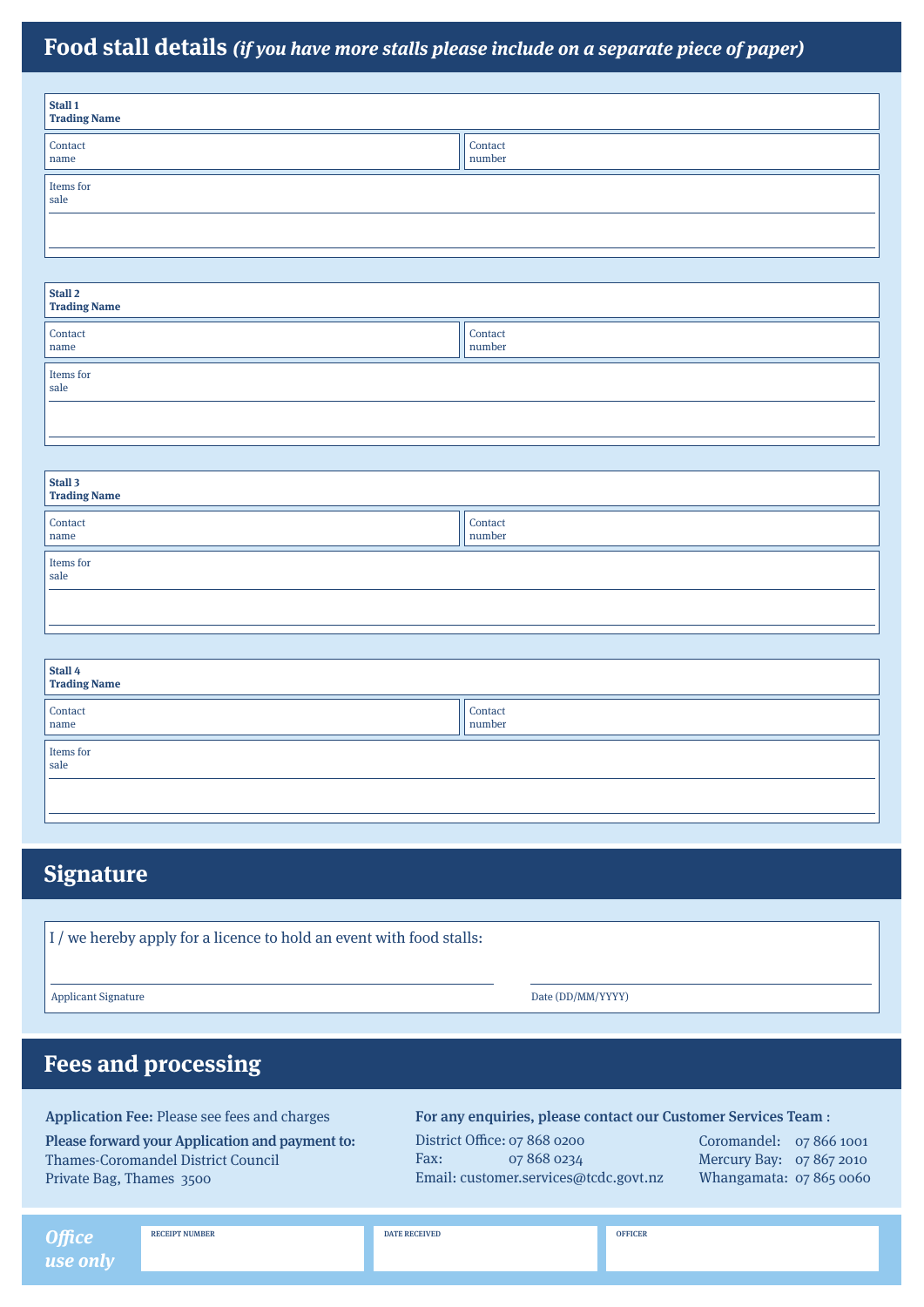## Food stall details *(if you have more stalls please include on a separate piece of paper)*

**Stall 1**
**Trading Name**

Contact name

Contact number

Items for sale

**Stall 2**
**Trading Name**

Contact name

Contact number

Items for sale

**Stall 3**
**Trading Name**

Contact name

Contact number

Items for sale

**Stall 4**
**Trading Name**

Contact name

Contact number

Items for sale

## Signature

I / we hereby apply for a licence to hold an event with food stalls:

Applicant Signature

Date (DD/MM/YYYY)

## Fees and processing

**Application Fee:** Please see fees and charges

**Please forward your Application and payment to:**
Thames-Coromandel District Council
Private Bag, Thames 3500

**For any enquiries, please contact our Customer Services Team :**

District Office: 07 868 0200
Fax: 07 868 0234
Email: customer.services@tcdc.govt.nz

Coromandel: 07 866 1001
Mercury Bay: 07 867 2010
Whangamata: 07 865 0060

*Office use only*

| RECEIPT NUMBER | DATE RECEIVED | OFFICER |
|---|---|---|
| | | |